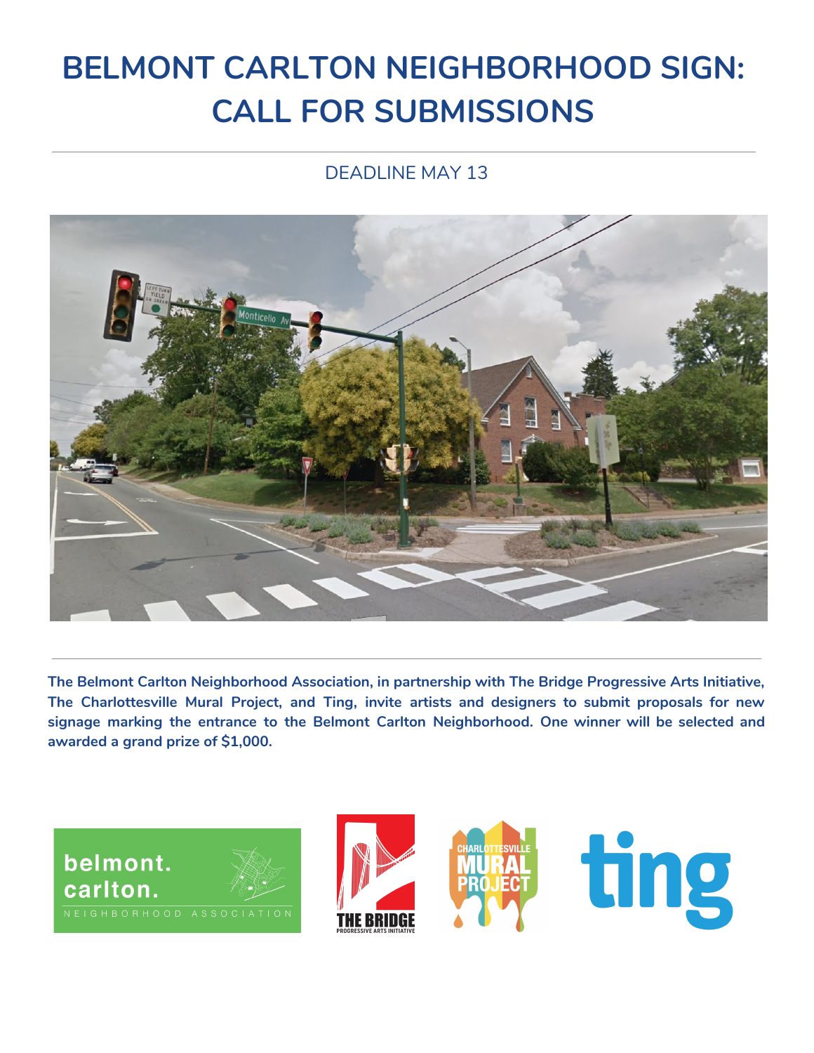# BELMONT CARLTON NEIGHBORHOOD SIGN: CALL FOR SUBMISSIONS

DEADLINE MAY 13

**The Belmont Carlton Neighborhood Association, in partnership with The Bridge Progressive Arts Initiative, The Charlottesville Mural Project, and Ting, invite artists and designers to submit proposals for new signage marking the entrance to the Belmont Carlton Neighborhood. One winner will be selected and awarded a grand prize of $1,000.**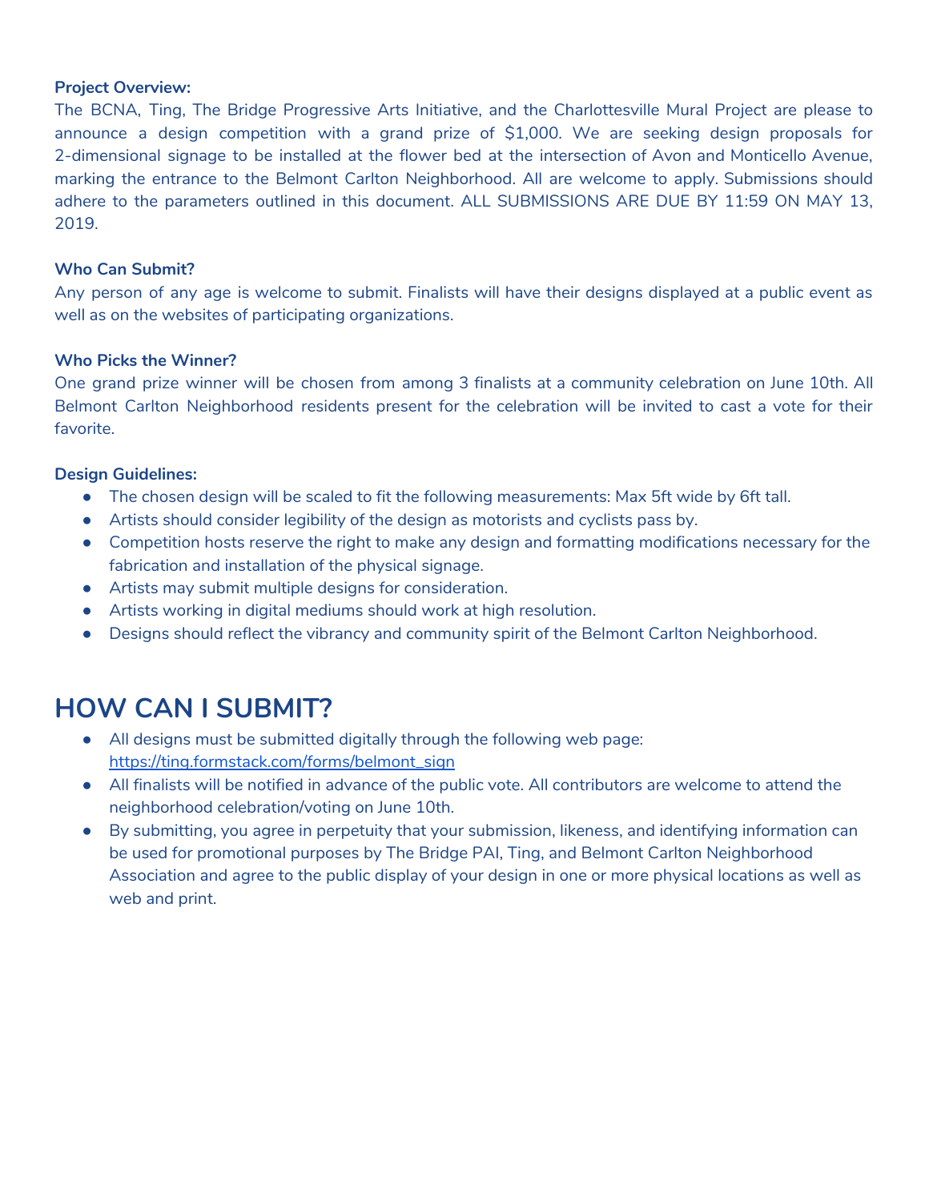**Project Overview:**
The BCNA, Ting, The Bridge Progressive Arts Initiative, and the Charlottesville Mural Project are please to announce a design competition with a grand prize of $1,000. We are seeking design proposals for 2-dimensional signage to be installed at the flower bed at the intersection of Avon and Monticello Avenue, marking the entrance to the Belmont Carlton Neighborhood. All are welcome to apply. Submissions should adhere to the parameters outlined in this document. ALL SUBMISSIONS ARE DUE BY 11:59 ON MAY 13, 2019.

**Who Can Submit?**
Any person of any age is welcome to submit. Finalists will have their designs displayed at a public event as well as on the websites of participating organizations.

**Who Picks the Winner?**
One grand prize winner will be chosen from among 3 finalists at a community celebration on June 10th. All Belmont Carlton Neighborhood residents present for the celebration will be invited to cast a vote for their favorite.

**Design Guidelines:**

- The chosen design will be scaled to fit the following measurements: Max 5ft wide by 6ft tall.
- Artists should consider legibility of the design as motorists and cyclists pass by.
- Competition hosts reserve the right to make any design and formatting modifications necessary for the fabrication and installation of the physical signage.
- Artists may submit multiple designs for consideration.
- Artists working in digital mediums should work at high resolution.
- Designs should reflect the vibrancy and community spirit of the Belmont Carlton Neighborhood.

## HOW CAN I SUBMIT?

- All designs must be submitted digitally through the following web page: https://ting.formstack.com/forms/belmont_sign
- All finalists will be notified in advance of the public vote. All contributors are welcome to attend the neighborhood celebration/voting on June 10th.
- By submitting, you agree in perpetuity that your submission, likeness, and identifying information can be used for promotional purposes by The Bridge PAI, Ting, and Belmont Carlton Neighborhood Association and agree to the public display of your design in one or more physical locations as well as web and print.